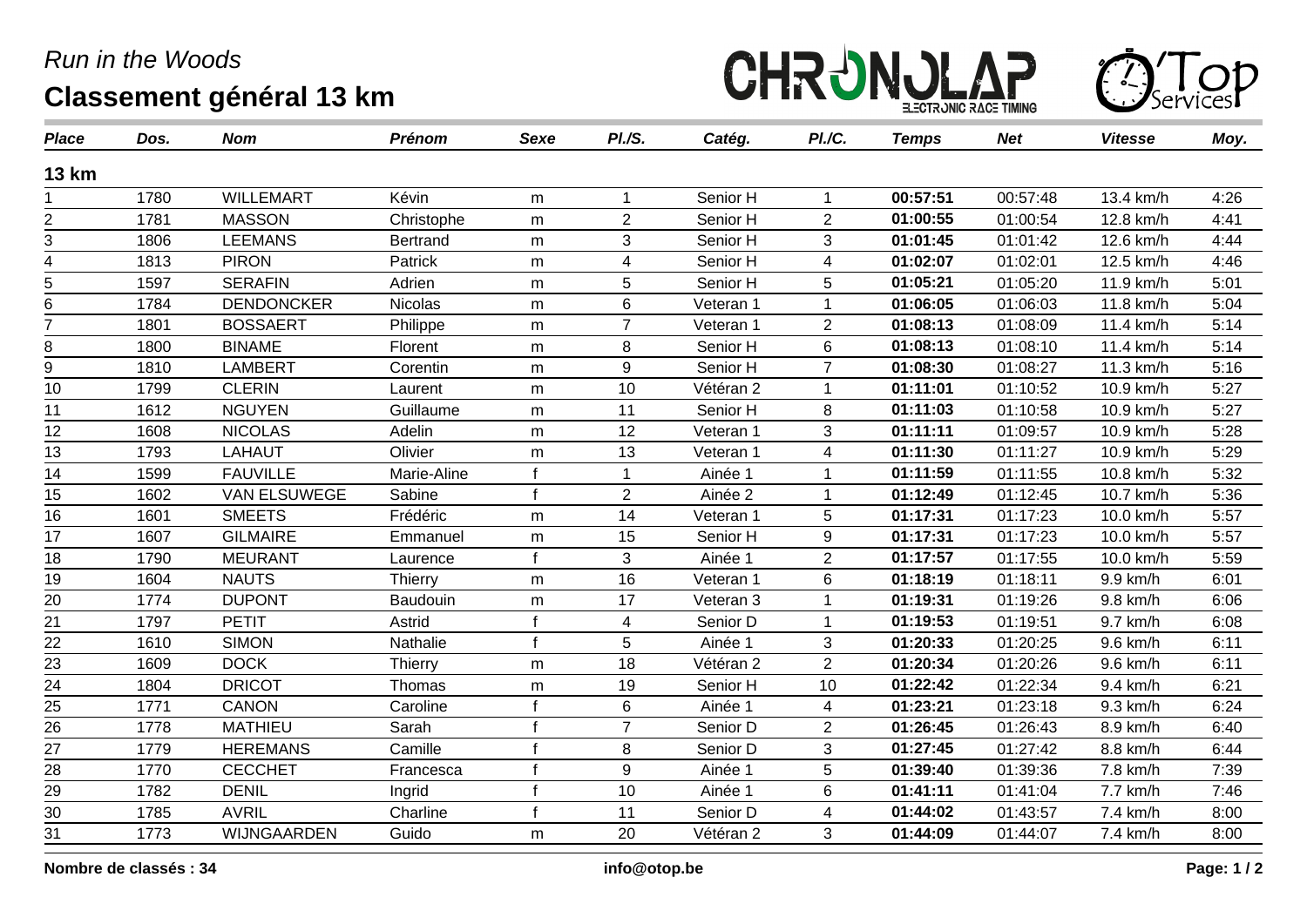*Run in the Woods*

# Classement général 13 km

| *Place* | *Dos.* | *Nom* | *Prénom* | *Sexe* | *Pl./S.* | *Catég.* | *Pl./C.* | *Temps* | *Net* | *Vitesse* | *Moy.* |
|---|---|---|---|---|---|---|---|---|---|---|---|
| **13 km** | | | | | | | | | | | |
| 1 | 1780 | WILLEMART | Kévin | m | 1 | Senior H | 1 | **00:57:51** | 00:57:48 | 13.4 km/h | 4:26 |
| 2 | 1781 | MASSON | Christophe | m | 2 | Senior H | 2 | **01:00:55** | 01:00:54 | 12.8 km/h | 4:41 |
| 3 | 1806 | LEEMANS | Bertrand | m | 3 | Senior H | 3 | **01:01:45** | 01:01:42 | 12.6 km/h | 4:44 |
| 4 | 1813 | PIRON | Patrick | m | 4 | Senior H | 4 | **01:02:07** | 01:02:01 | 12.5 km/h | 4:46 |
| 5 | 1597 | SERAFIN | Adrien | m | 5 | Senior H | 5 | **01:05:21** | 01:05:20 | 11.9 km/h | 5:01 |
| 6 | 1784 | DENDONCKER | Nicolas | m | 6 | Veteran 1 | 1 | **01:06:05** | 01:06:03 | 11.8 km/h | 5:04 |
| 7 | 1801 | BOSSAERT | Philippe | m | 7 | Veteran 1 | 2 | **01:08:13** | 01:08:09 | 11.4 km/h | 5:14 |
| 8 | 1800 | BINAME | Florent | m | 8 | Senior H | 6 | **01:08:13** | 01:08:10 | 11.4 km/h | 5:14 |
| 9 | 1810 | LAMBERT | Corentin | m | 9 | Senior H | 7 | **01:08:30** | 01:08:27 | 11.3 km/h | 5:16 |
| 10 | 1799 | CLERIN | Laurent | m | 10 | Vétéran 2 | 1 | **01:11:01** | 01:10:52 | 10.9 km/h | 5:27 |
| 11 | 1612 | NGUYEN | Guillaume | m | 11 | Senior H | 8 | **01:11:03** | 01:10:58 | 10.9 km/h | 5:27 |
| 12 | 1608 | NICOLAS | Adelin | m | 12 | Veteran 1 | 3 | **01:11:11** | 01:09:57 | 10.9 km/h | 5:28 |
| 13 | 1793 | LAHAUT | Olivier | m | 13 | Veteran 1 | 4 | **01:11:30** | 01:11:27 | 10.9 km/h | 5:29 |
| 14 | 1599 | FAUVILLE | Marie-Aline | f | 1 | Ainée 1 | 1 | **01:11:59** | 01:11:55 | 10.8 km/h | 5:32 |
| 15 | 1602 | VAN ELSUWEGE | Sabine | f | 2 | Ainée 2 | 1 | **01:12:49** | 01:12:45 | 10.7 km/h | 5:36 |
| 16 | 1601 | SMEETS | Frédéric | m | 14 | Veteran 1 | 5 | **01:17:31** | 01:17:23 | 10.0 km/h | 5:57 |
| 17 | 1607 | GILMAIRE | Emmanuel | m | 15 | Senior H | 9 | **01:17:31** | 01:17:23 | 10.0 km/h | 5:57 |
| 18 | 1790 | MEURANT | Laurence | f | 3 | Ainée 1 | 2 | **01:17:57** | 01:17:55 | 10.0 km/h | 5:59 |
| 19 | 1604 | NAUTS | Thierry | m | 16 | Veteran 1 | 6 | **01:18:19** | 01:18:11 | 9.9 km/h | 6:01 |
| 20 | 1774 | DUPONT | Baudouin | m | 17 | Veteran 3 | 1 | **01:19:31** | 01:19:26 | 9.8 km/h | 6:06 |
| 21 | 1797 | PETIT | Astrid | f | 4 | Senior D | 1 | **01:19:53** | 01:19:51 | 9.7 km/h | 6:08 |
| 22 | 1610 | SIMON | Nathalie | f | 5 | Ainée 1 | 3 | **01:20:33** | 01:20:25 | 9.6 km/h | 6:11 |
| 23 | 1609 | DOCK | Thierry | m | 18 | Vétéran 2 | 2 | **01:20:34** | 01:20:26 | 9.6 km/h | 6:11 |
| 24 | 1804 | DRICOT | Thomas | m | 19 | Senior H | 10 | **01:22:42** | 01:22:34 | 9.4 km/h | 6:21 |
| 25 | 1771 | CANON | Caroline | f | 6 | Ainée 1 | 4 | **01:23:21** | 01:23:18 | 9.3 km/h | 6:24 |
| 26 | 1778 | MATHIEU | Sarah | f | 7 | Senior D | 2 | **01:26:45** | 01:26:43 | 8.9 km/h | 6:40 |
| 27 | 1779 | HEREMANS | Camille | f | 8 | Senior D | 3 | **01:27:45** | 01:27:42 | 8.8 km/h | 6:44 |
| 28 | 1770 | CECCHET | Francesca | f | 9 | Ainée 1 | 5 | **01:39:40** | 01:39:36 | 7.8 km/h | 7:39 |
| 29 | 1782 | DENIL | Ingrid | f | 10 | Ainée 1 | 6 | **01:41:11** | 01:41:04 | 7.7 km/h | 7:46 |
| 30 | 1785 | AVRIL | Charline | f | 11 | Senior D | 4 | **01:44:02** | 01:43:57 | 7.4 km/h | 8:00 |
| 31 | 1773 | WIJNGAARDEN | Guido | m | 20 | Vétéran 2 | 3 | **01:44:09** | 01:44:07 | 7.4 km/h | 8:00 |

**Nombre de classés : 34**

**info@otop.be**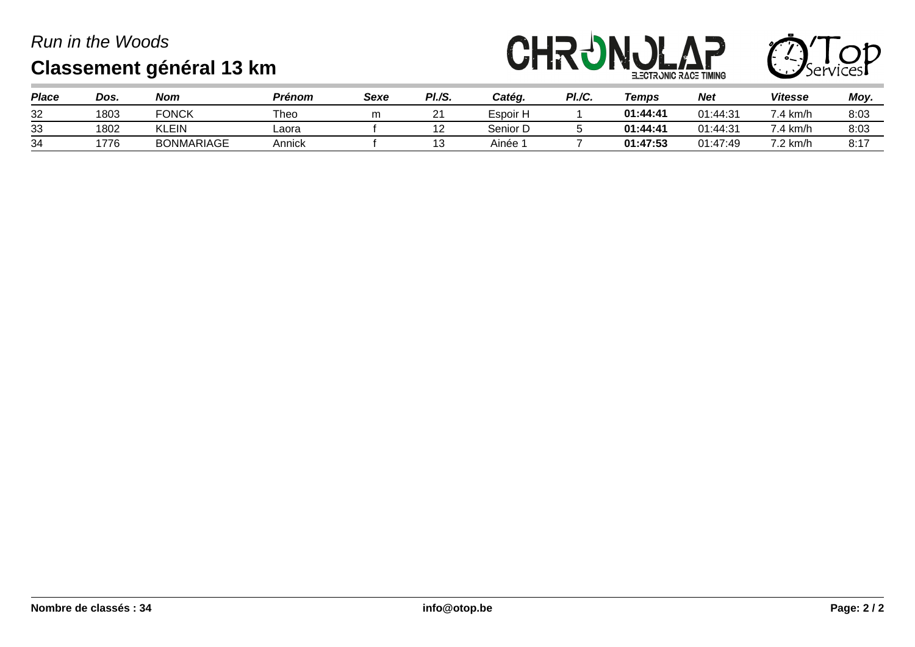*Run in the Woods*

## Classement général 13 km

| *Place* | *Dos.* | *Nom* | *Prénom* | *Sexe* | *Pl./S.* | *Catég.* | *Pl./C.* | *Temps* | *Net* | *Vitesse* | *Moy.* |
|---|---|---|---|---|---|---|---|---|---|---|---|
| 32 | 1803 | FONCK | Theo | m | 21 | Espoir H | 1 | **01:44:41** | 01:44:31 | 7.4 km/h | 8:03 |
| 33 | 1802 | KLEIN | Laora | f | 12 | Senior D | 5 | **01:44:41** | 01:44:31 | 7.4 km/h | 8:03 |
| 34 | 1776 | BONMARIAGE | Annick | f | 13 | Ainée 1 | 7 | **01:47:53** | 01:47:49 | 7.2 km/h | 8:17 |

**Nombre de classés : 34**

**info@otop.be**